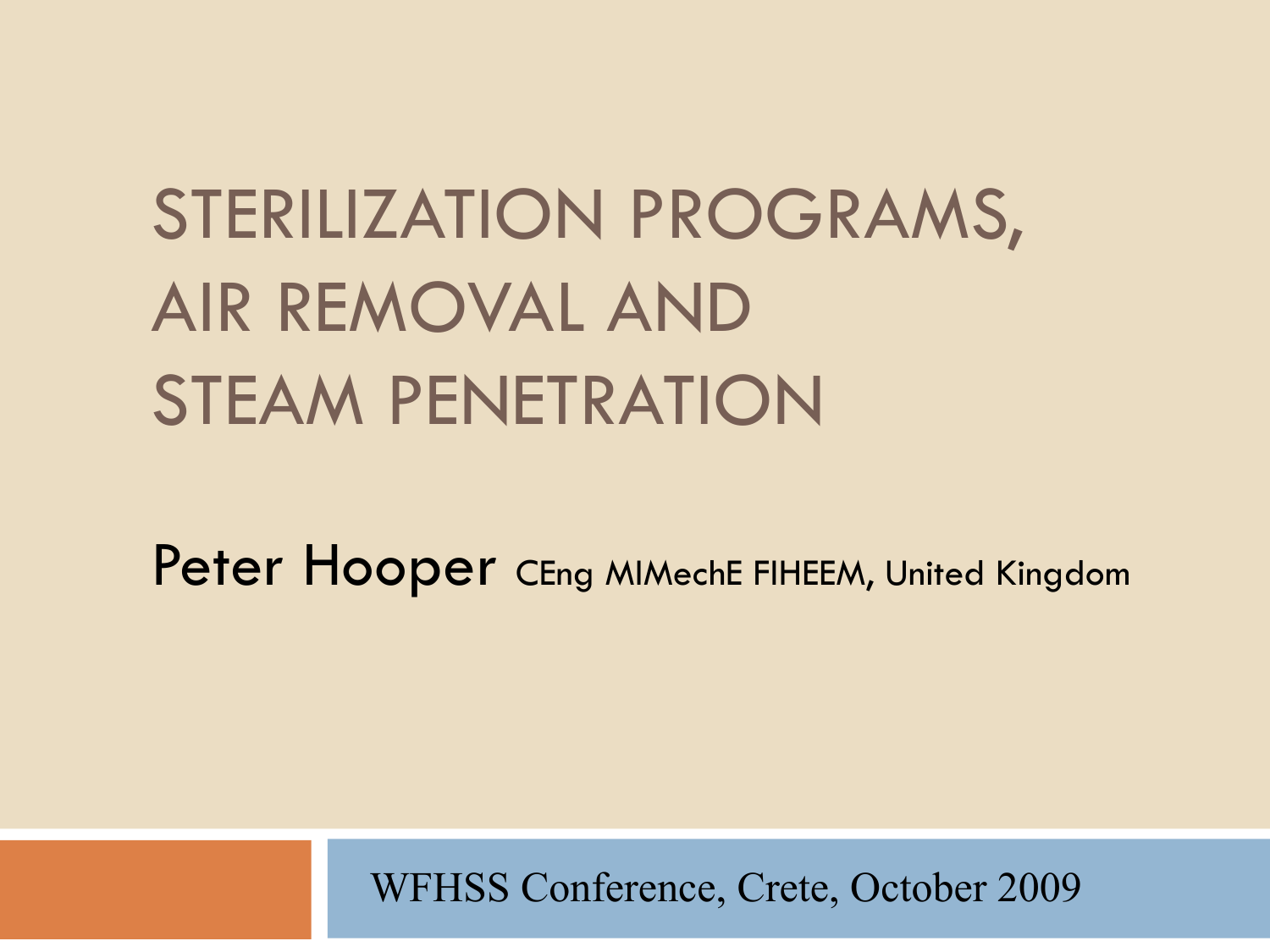# STERILIZATION PROGRAMS, AIR REMOVAL AND STEAM PENETRATION

Peter Hooper CEng MIMechE FIHEEM, United Kingdom

WFHSS Conference, Crete, October 2009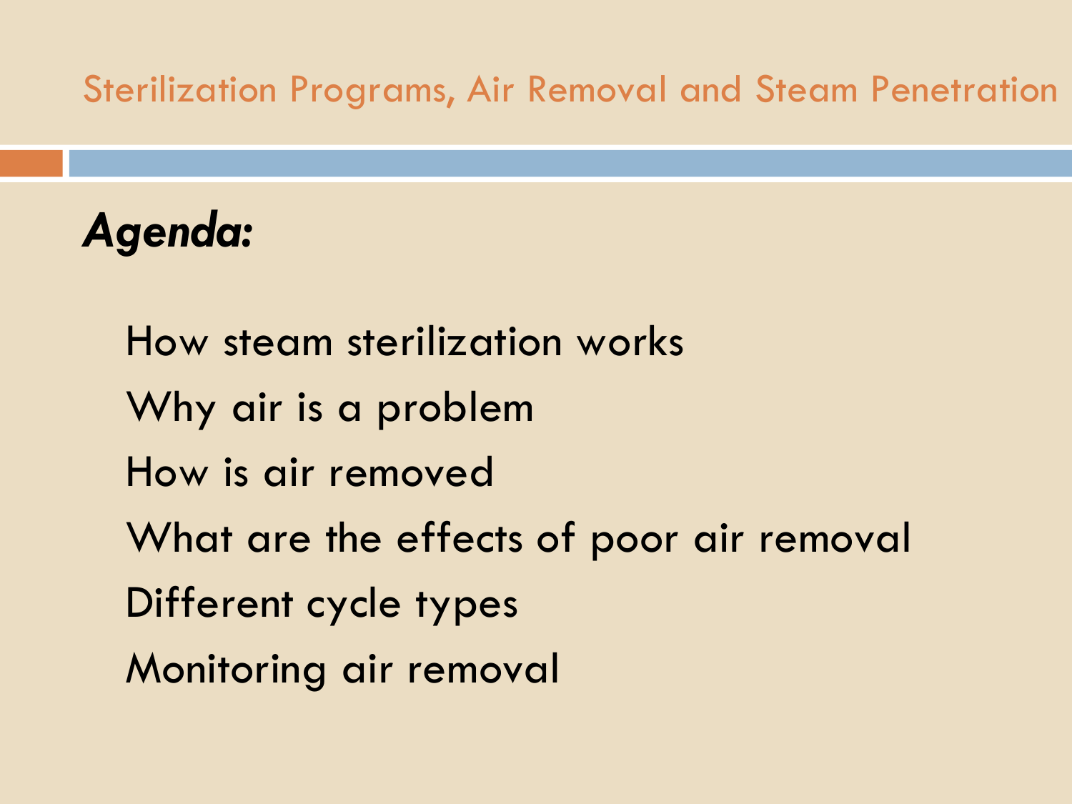***Agenda:***

- How steam sterilization works
- Why air is a problem
- How is air removed
- What are the effects of poor air removal
- Different cycle types
- Monitoring air removal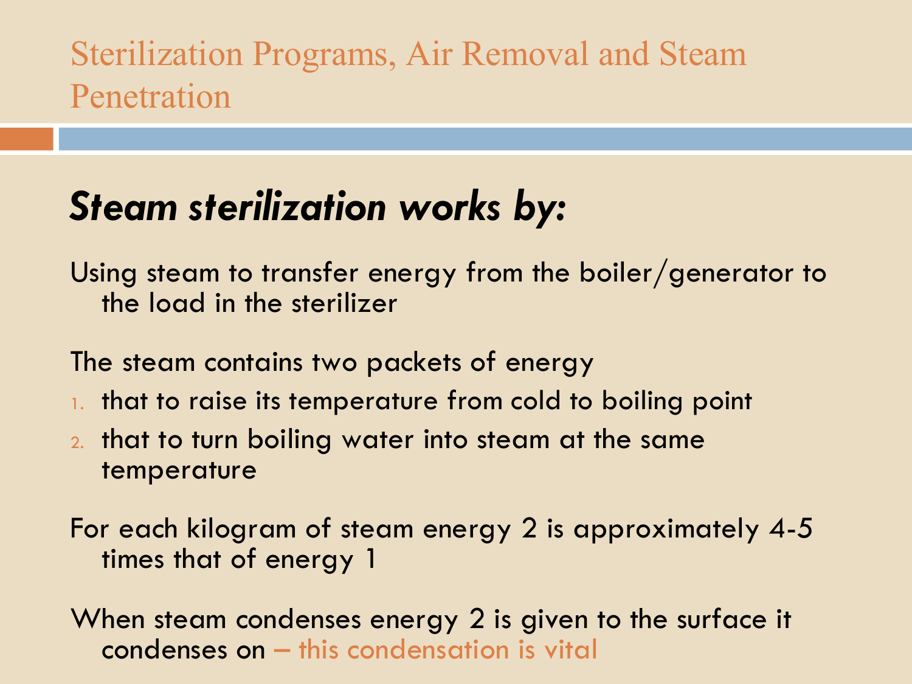# Sterilization Programs, Air Removal and Steam Penetration

## ***Steam sterilization works by:***

Using steam to transfer energy from the boiler/generator to the load in the sterilizer

The steam contains two packets of energy

1. that to raise its temperature from cold to boiling point
2. that to turn boiling water into steam at the same temperature

For each kilogram of steam energy 2 is approximately 4-5 times that of energy 1

When steam condenses energy 2 is given to the surface it condenses on – this condensation is vital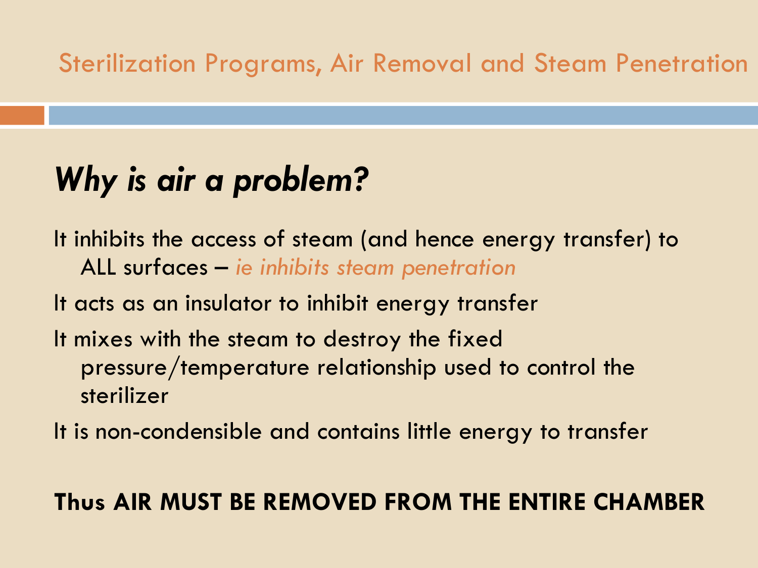## Sterilization Programs, Air Removal and Steam Penetration

### *Why is air a problem?*

It inhibits the access of steam (and hence energy transfer) to ALL surfaces – *ie inhibits steam penetration*

It acts as an insulator to inhibit energy transfer

It mixes with the steam to destroy the fixed pressure/temperature relationship used to control the sterilizer

It is non-condensible and contains little energy to transfer

**Thus AIR MUST BE REMOVED FROM THE ENTIRE CHAMBER**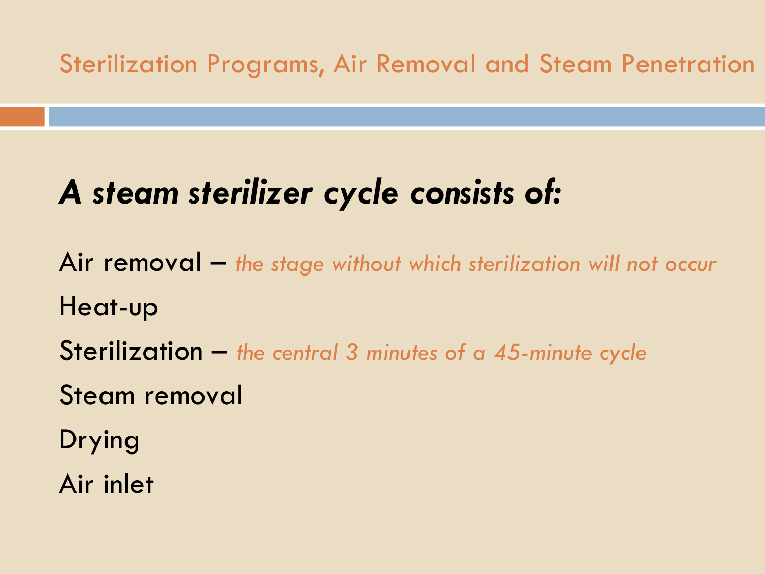# Sterilization Programs, Air Removal and Steam Penetration

## ***A steam sterilizer cycle consists of:***

- Air removal – *the stage without which sterilization will not occur*
- Heat-up
- Sterilization – *the central 3 minutes of a 45-minute cycle*
- Steam removal
- Drying
- Air inlet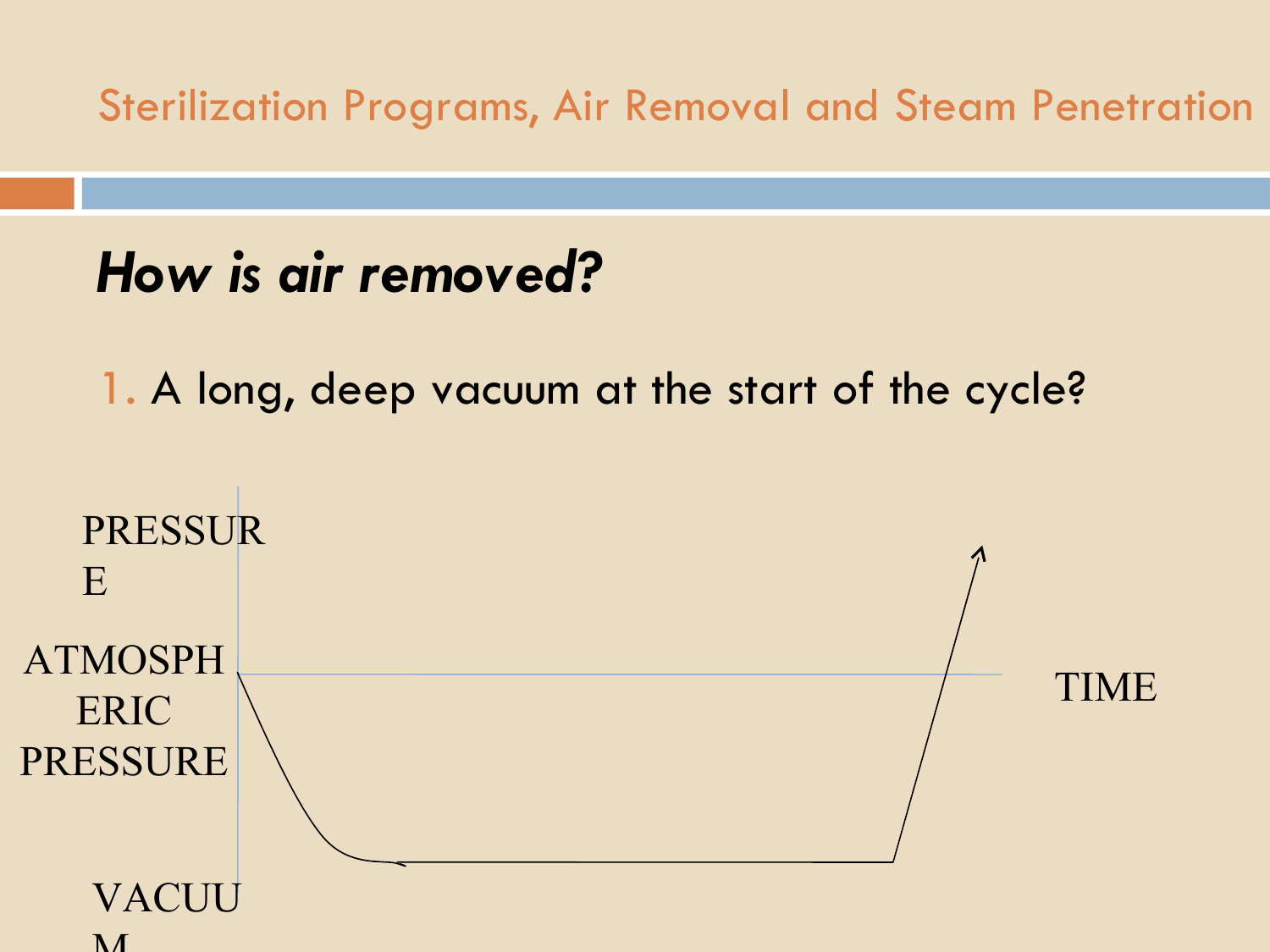## Sterilization Programs, Air Removal and Steam Penetration

### *How is air removed?*

1. A long, deep vacuum at the start of the cycle?

PRESSURE

ATMOSPHERIC PRESSURE

TIME

VACUUM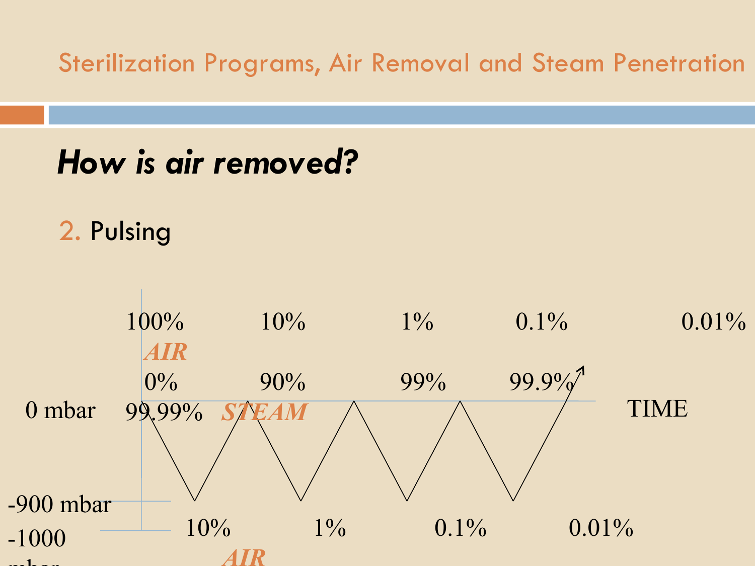## How is air removed?

2. Pulsing

100%    10%    1%    0.1%    0.01%

AIR

0%    90%    99%    99.9%

0 mbar

99.99%

STEAM

TIME

-900 mbar

-1000 mbar

10%    1%    0.1%    0.01%

AIR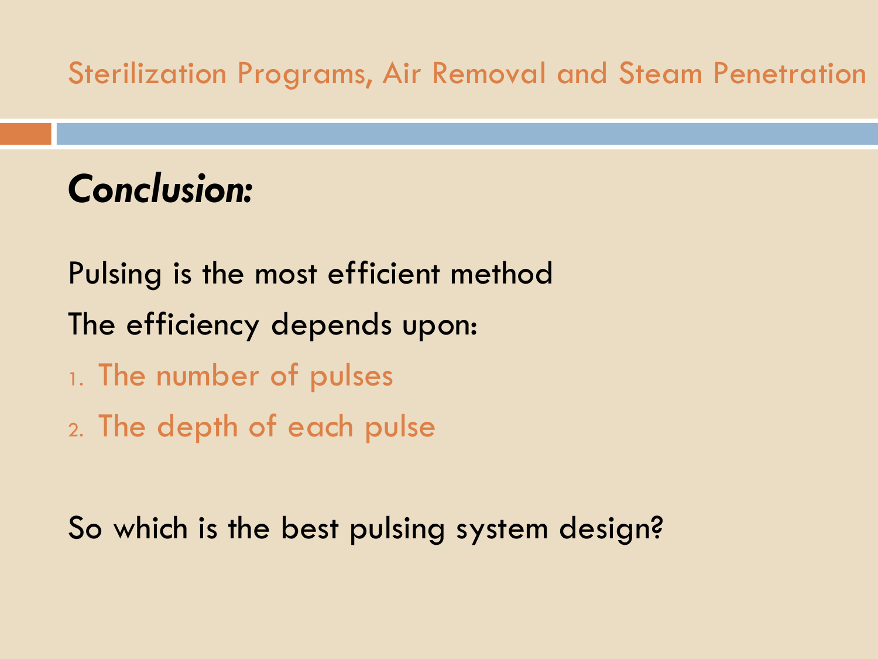# Sterilization Programs, Air Removal and Steam Penetration

## *Conclusion:*

Pulsing is the most efficient method

The efficiency depends upon:

1. The number of pulses
2. The depth of each pulse

So which is the best pulsing system design?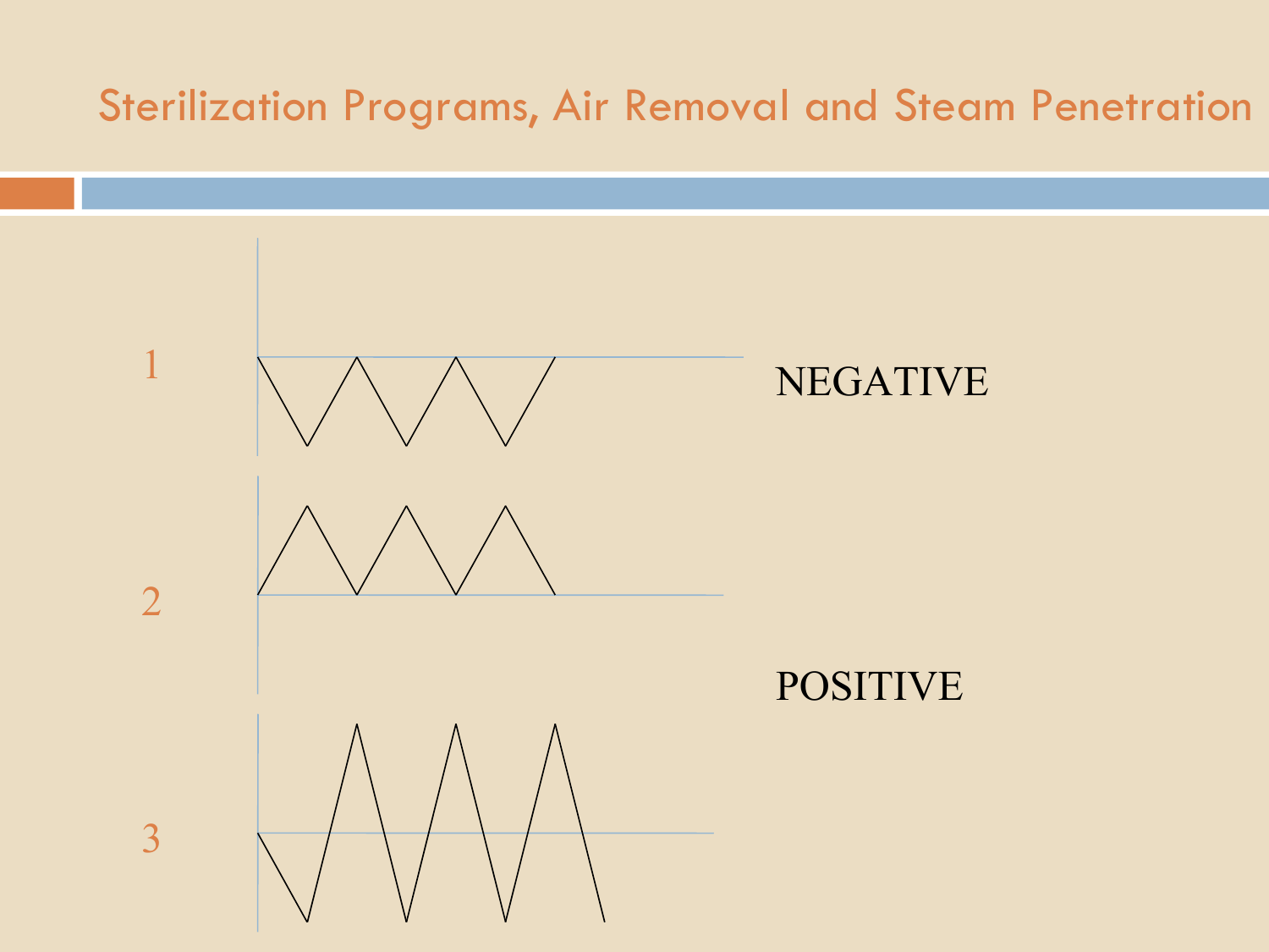# Sterilization Programs, Air Removal and Steam Penetration

1

2

3

NEGATIVE

POSITIVE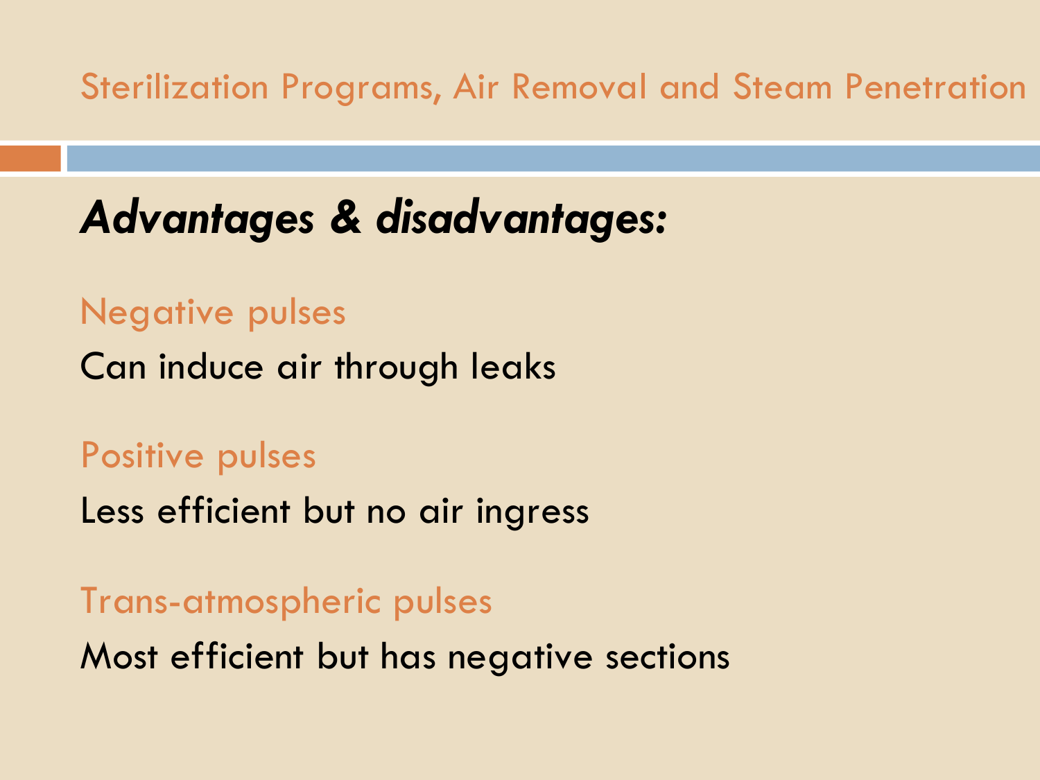# Sterilization Programs, Air Removal and Steam Penetration

## *Advantages & disadvantages:*

### Negative pulses

Can induce air through leaks

### Positive pulses

Less efficient but no air ingress

### Trans-atmospheric pulses

Most efficient but has negative sections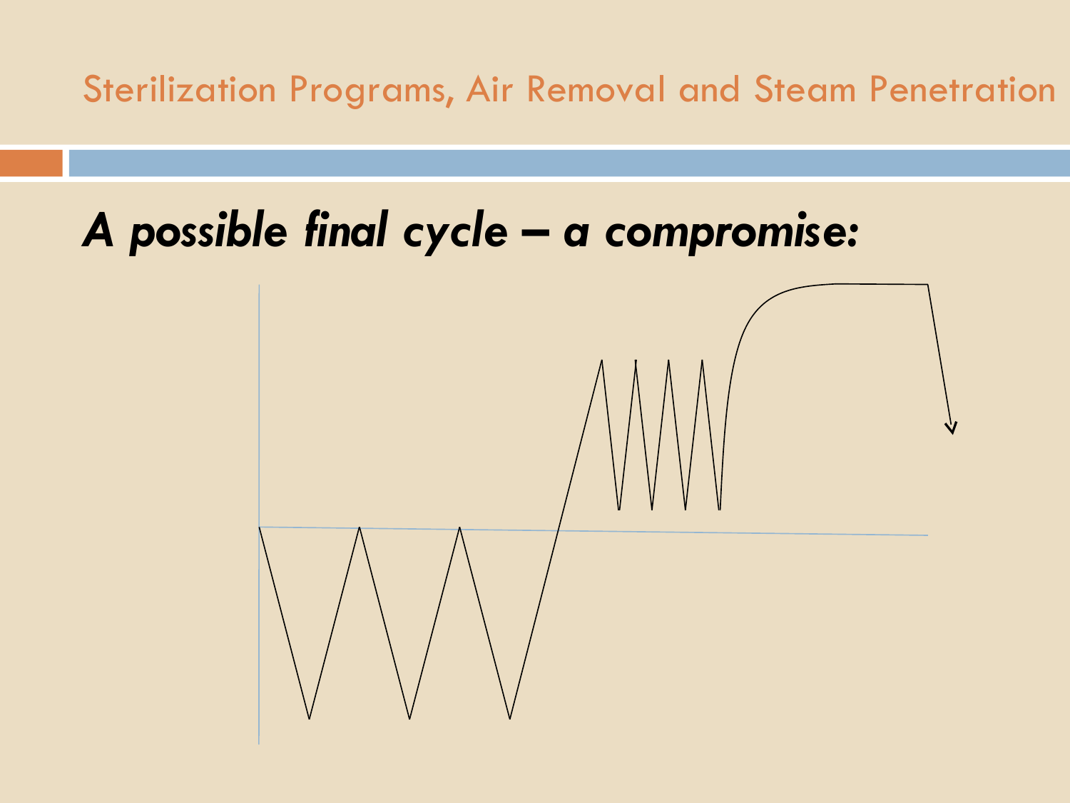## A possible final cycle – a compromise: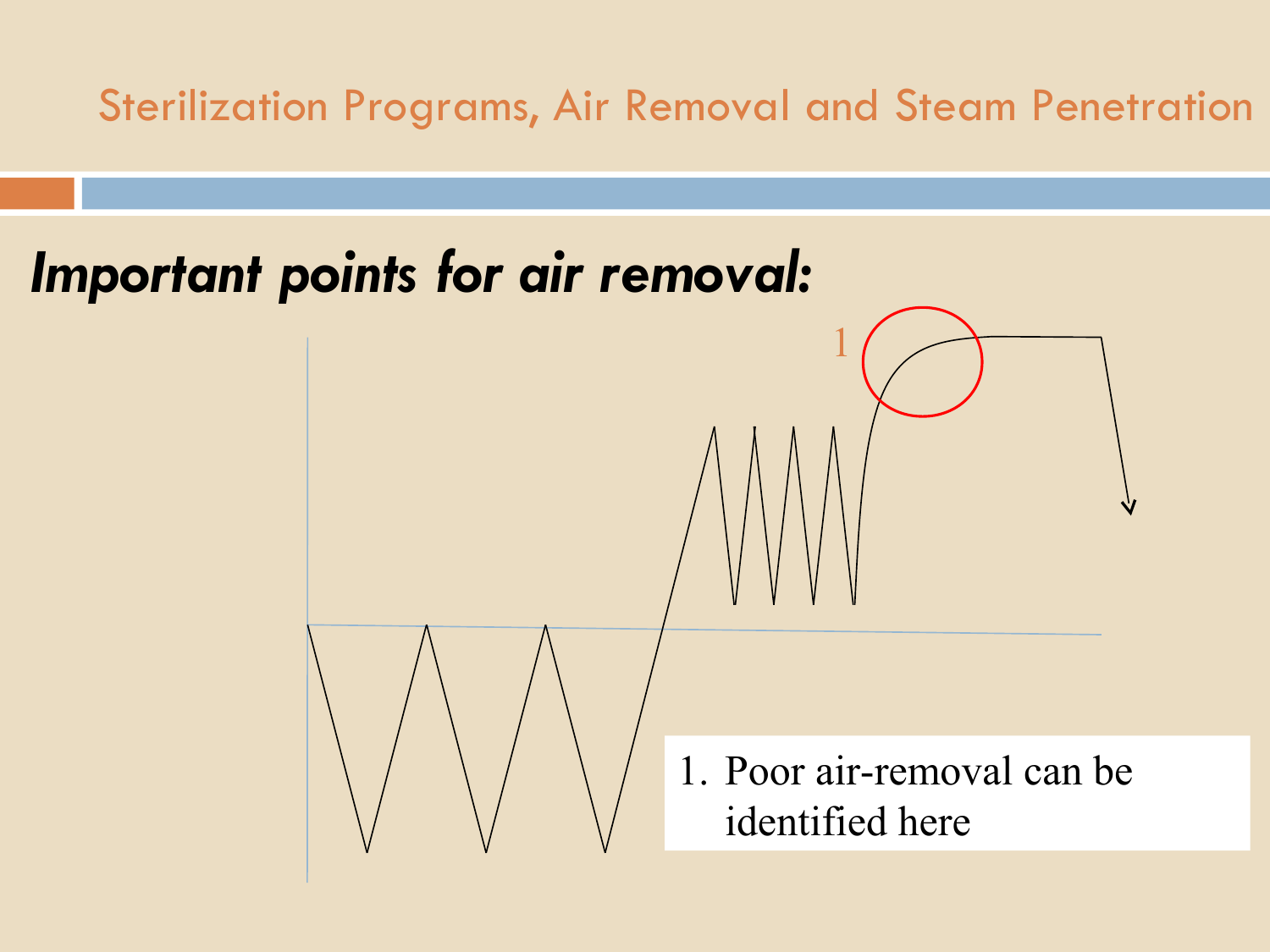# Sterilization Programs, Air Removal and Steam Penetration

## *Important points for air removal:*

1

1. Poor air-removal can be identified here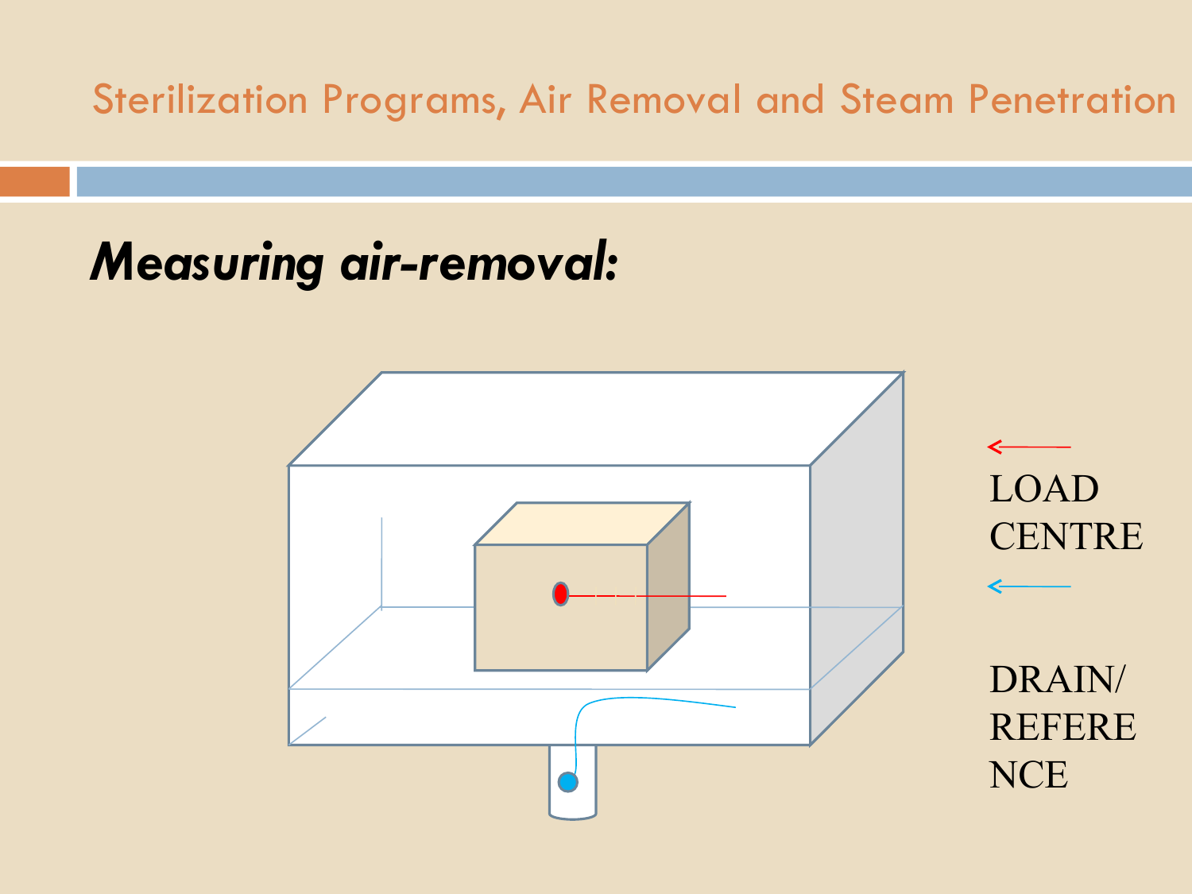# Sterilization Programs, Air Removal and Steam Penetration

## *Measuring air-removal:*

LOAD
CENTRE

DRAIN/
REFERE
NCE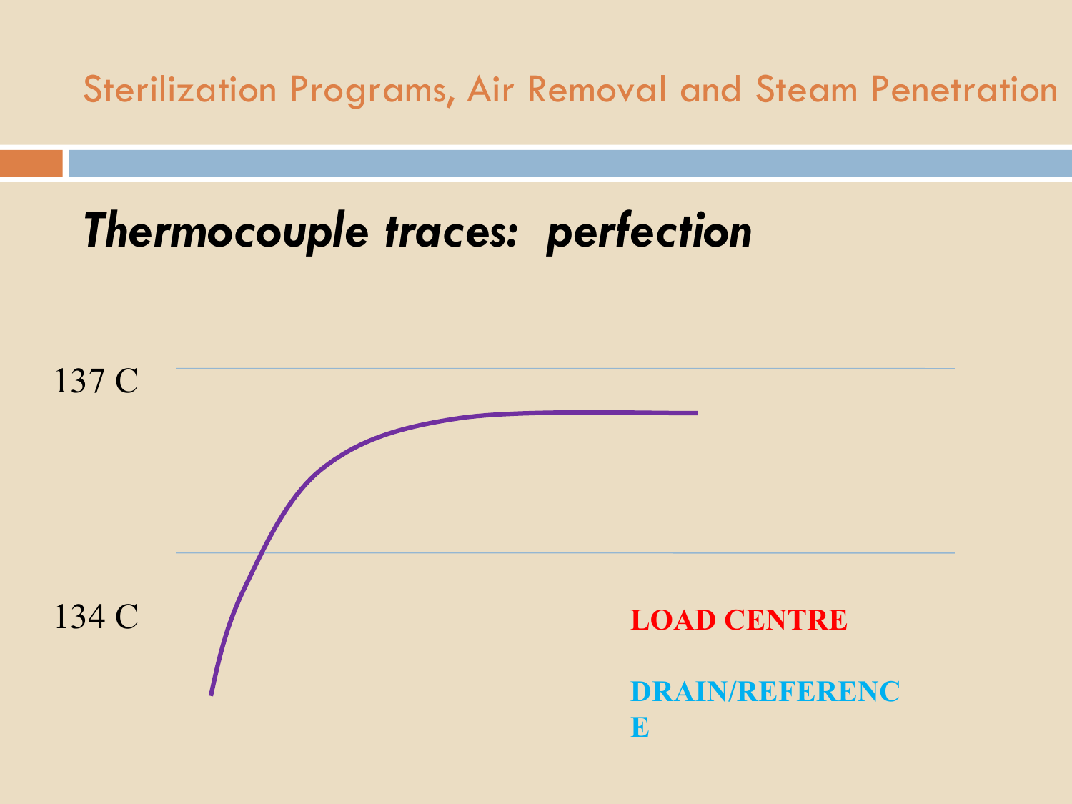## Thermocouple traces: *perfection*

137 C

134 C

LOAD CENTRE

DRAIN/REFERENCE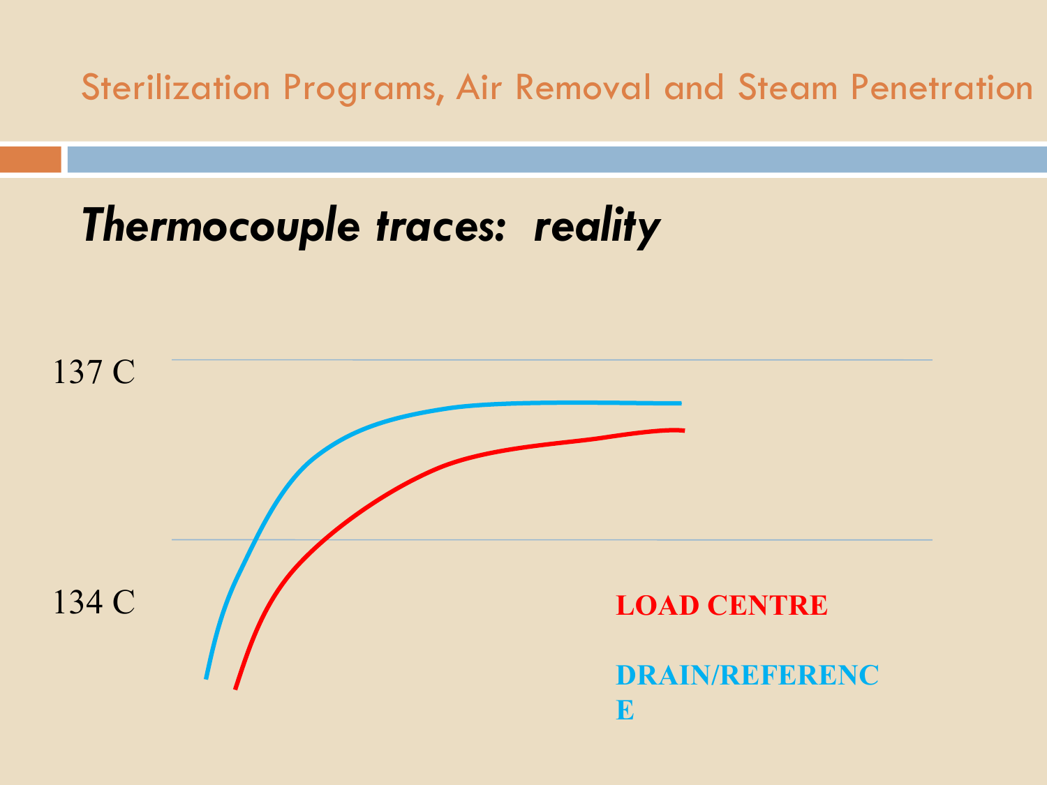## *Thermocouple traces: reality*

137 C

134 C

LOAD CENTRE

DRAIN/REFERENC
E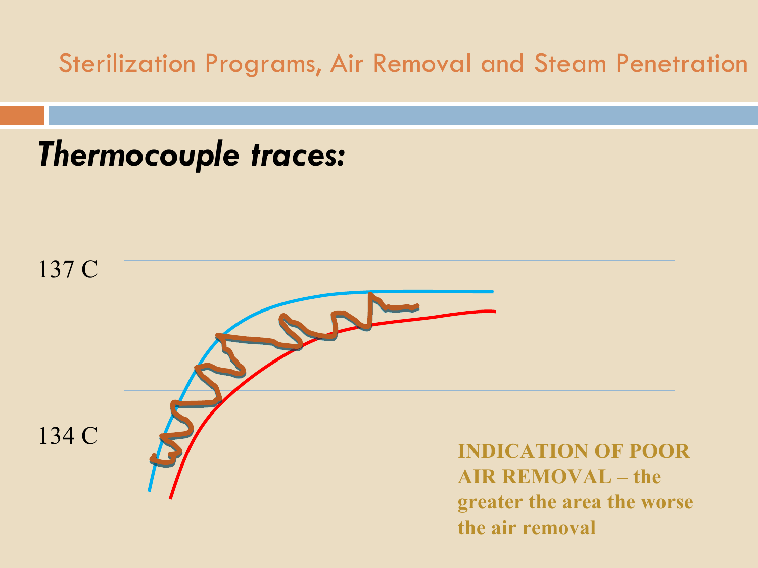## Sterilization Programs, Air Removal and Steam Penetration

### *Thermocouple traces:*

137 C

134 C

**INDICATION OF POOR AIR REMOVAL – the greater the area the worse the air removal**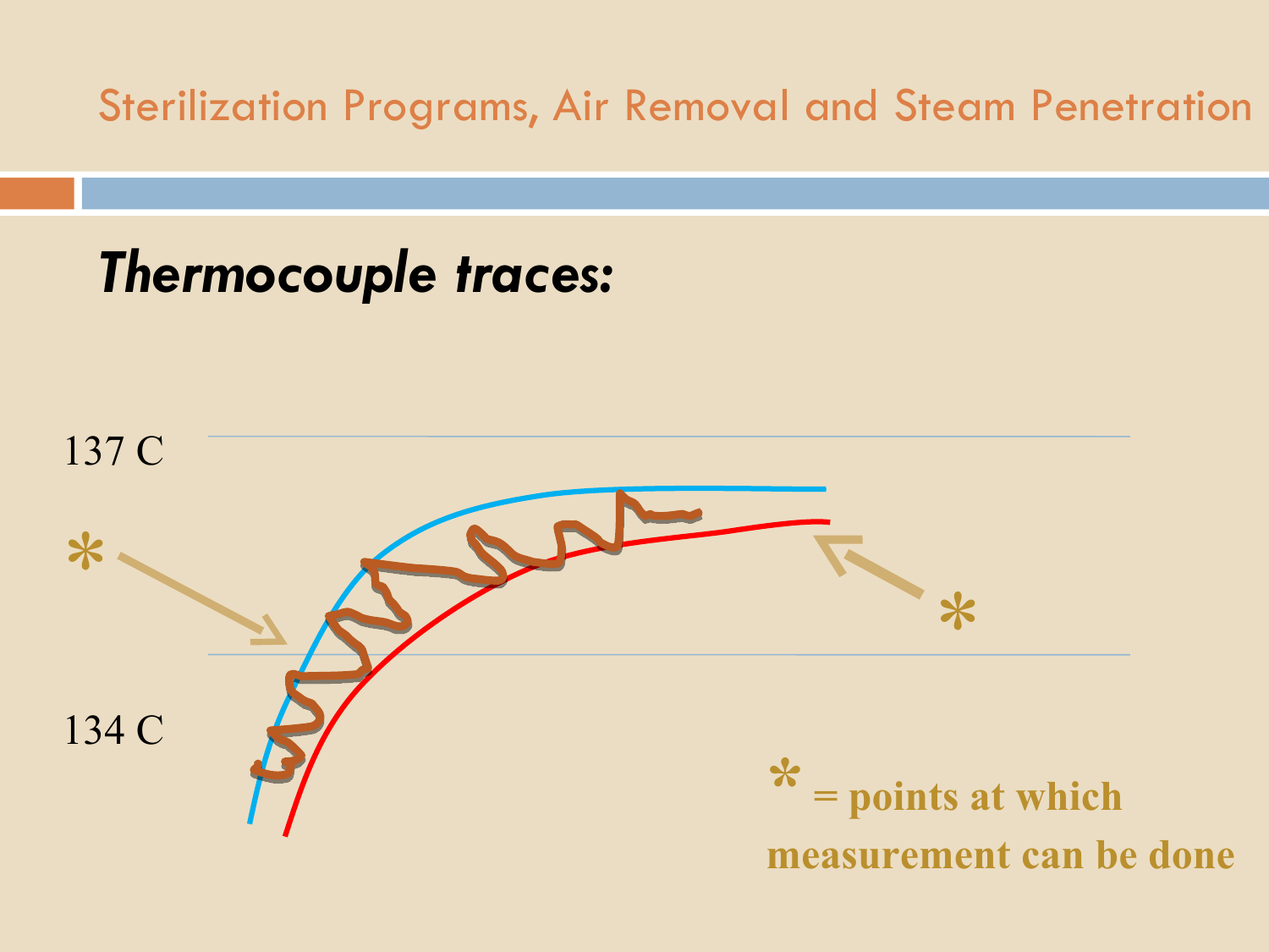## Sterilization Programs, Air Removal and Steam Penetration

### *Thermocouple traces:*

137 C

134 C

*

*

* = points at which measurement can be done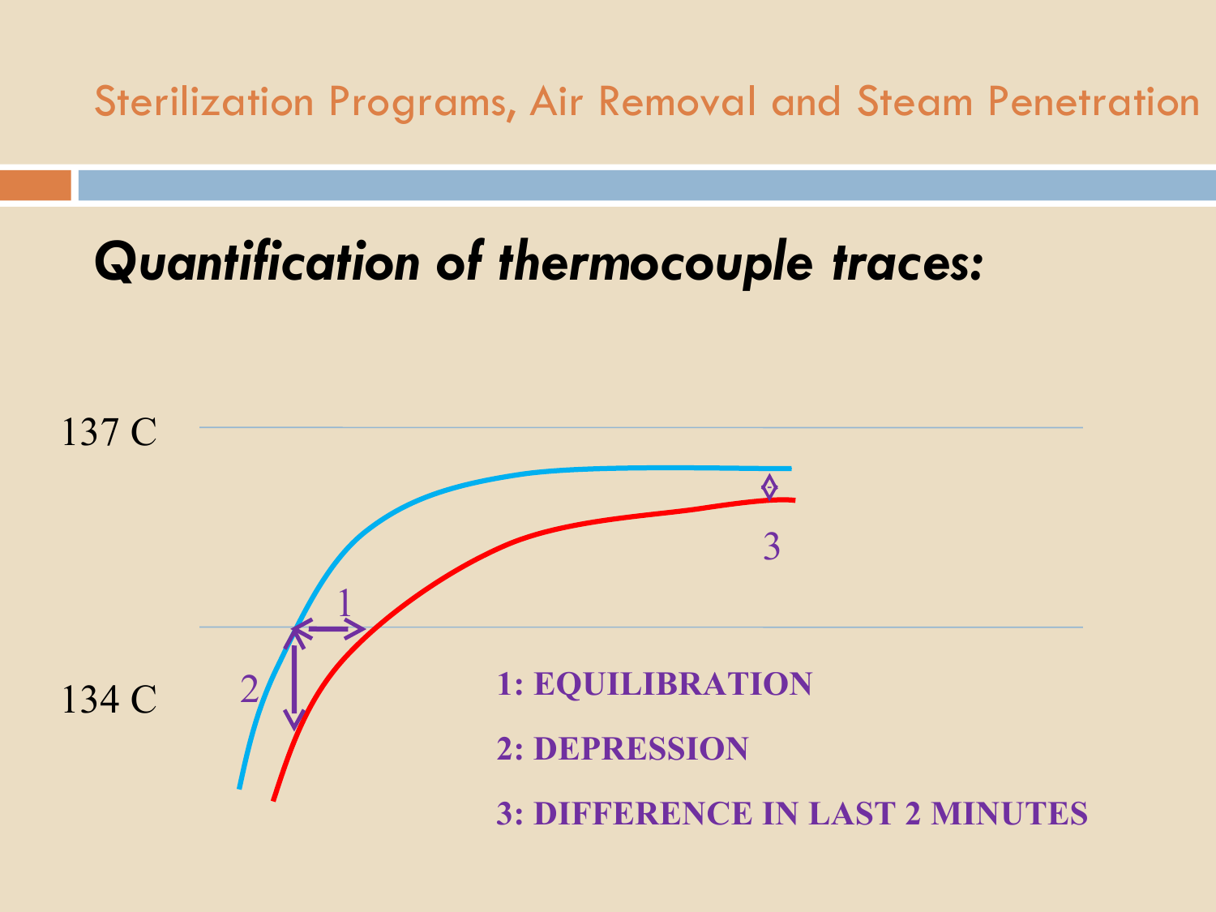# Sterilization Programs, Air Removal and Steam Penetration

## *Quantification of thermocouple traces:*

137 C

134 C

1

2

3

**1: EQUILIBRATION**

**2: DEPRESSION**

**3: DIFFERENCE IN LAST 2 MINUTES**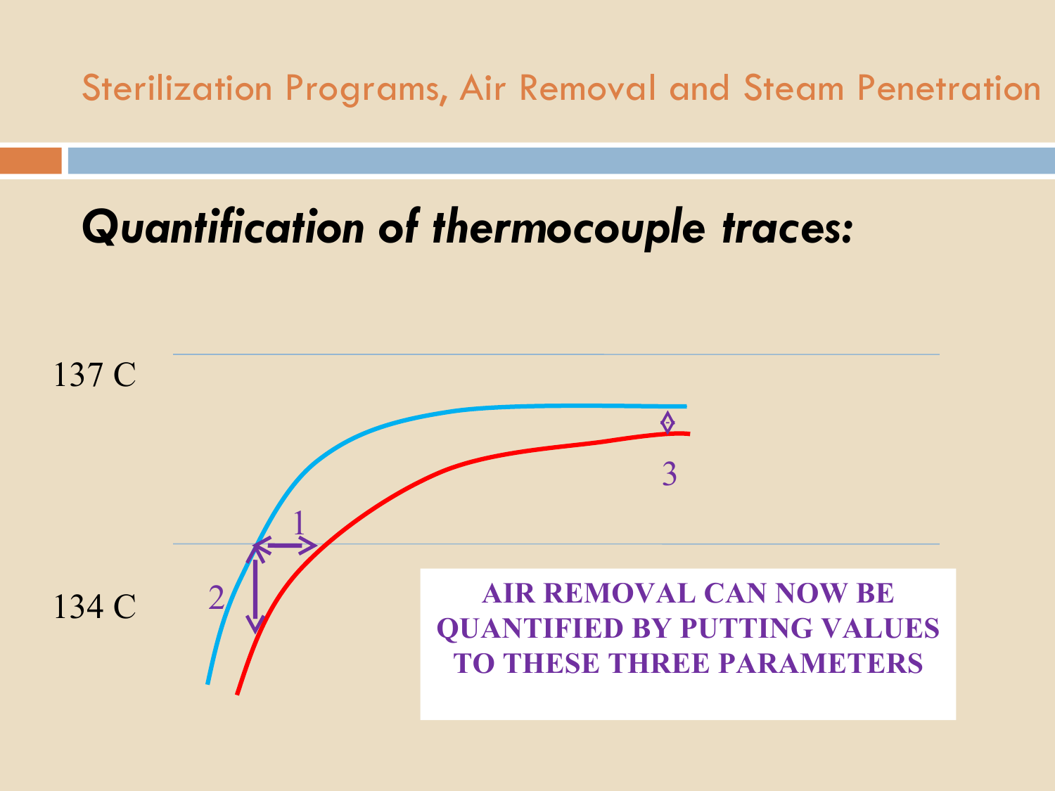## Sterilization Programs, Air Removal and Steam Penetration

### *Quantification of thermocouple traces:*

137 C

134 C

1

2

3

**AIR REMOVAL CAN NOW BE QUANTIFIED BY PUTTING VALUES TO THESE THREE PARAMETERS**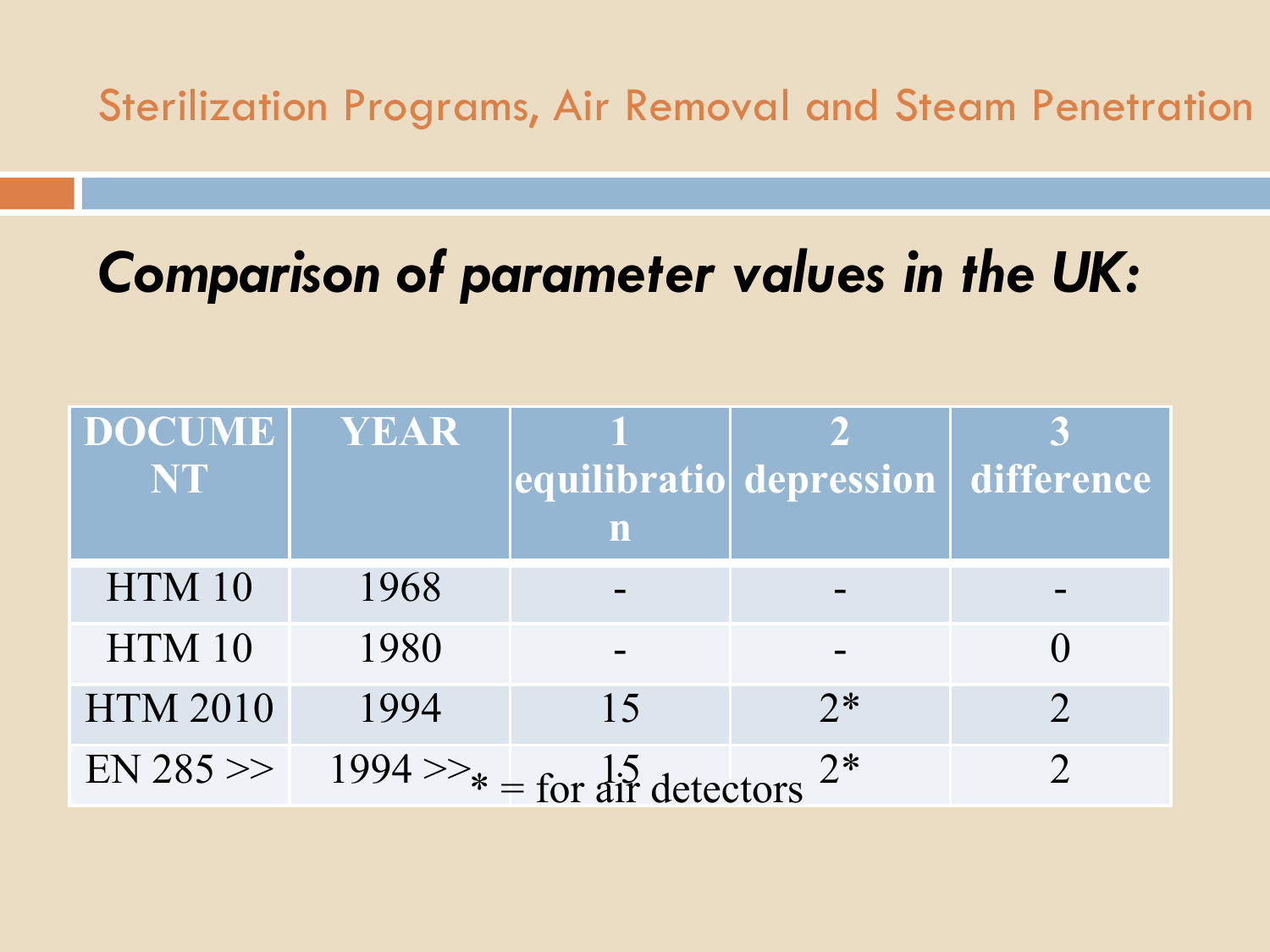Sterilization Programs, Air Removal and Steam Penetration

## *Comparison of parameter values in the UK:*

| DOCUMENT | YEAR | 1 equilibration | 2 depression | 3 difference |
|---|---|---|---|---|
| HTM 10 | 1968 | - | - | - |
| HTM 10 | 1980 | - | - | 0 |
| HTM 2010 | 1994 | 15 | 2* | 2 |
| EN 285 >> | 1994 >> | 15 | 2* | 2 |

* = for air detectors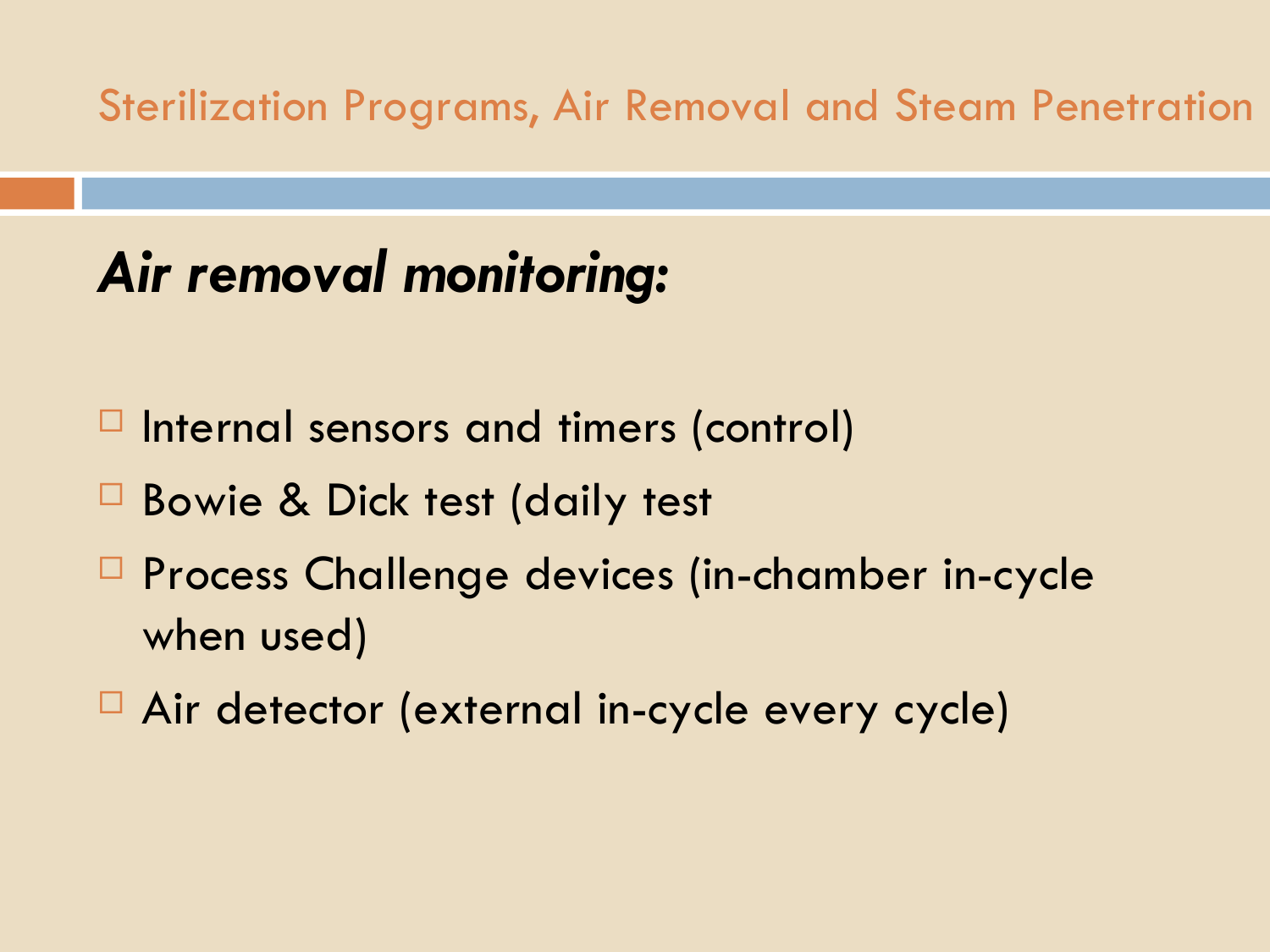# Sterilization Programs, Air Removal and Steam Penetration

## *Air removal monitoring:*

- Internal sensors and timers (control)
- Bowie & Dick test (daily test
- Process Challenge devices (in-chamber in-cycle when used)
- Air detector (external in-cycle every cycle)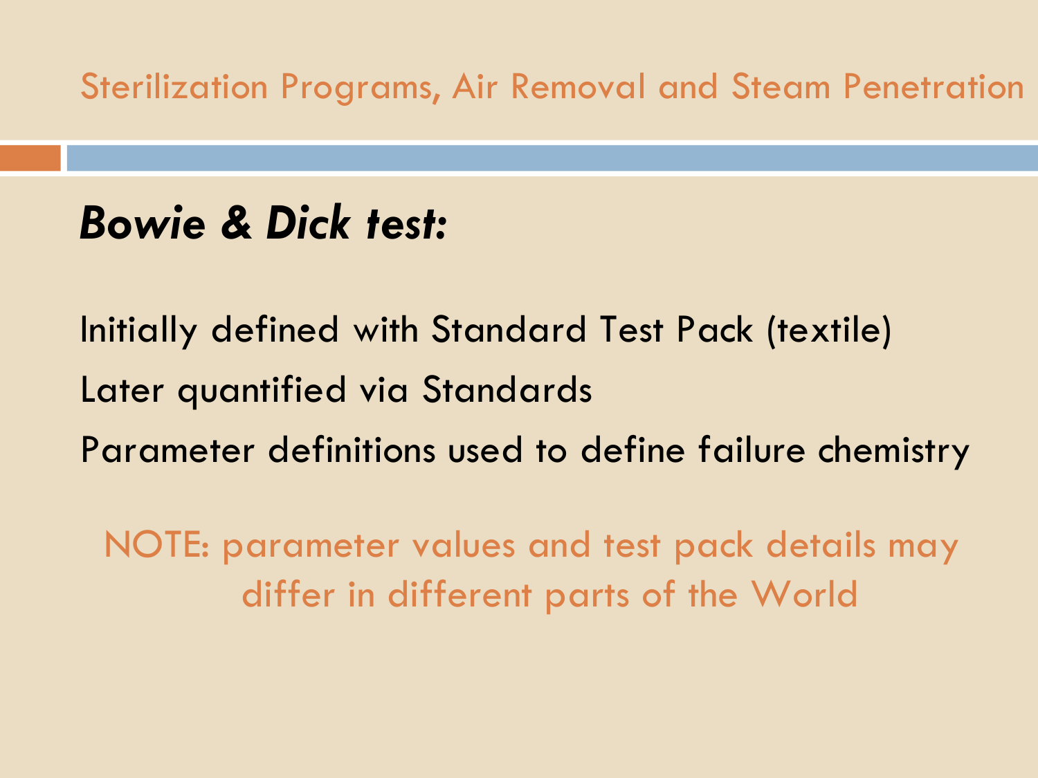# Sterilization Programs, Air Removal and Steam Penetration

## ***Bowie & Dick test:***

Initially defined with Standard Test Pack (textile)

Later quantified via Standards

Parameter definitions used to define failure chemistry

NOTE: parameter values and test pack details may differ in different parts of the World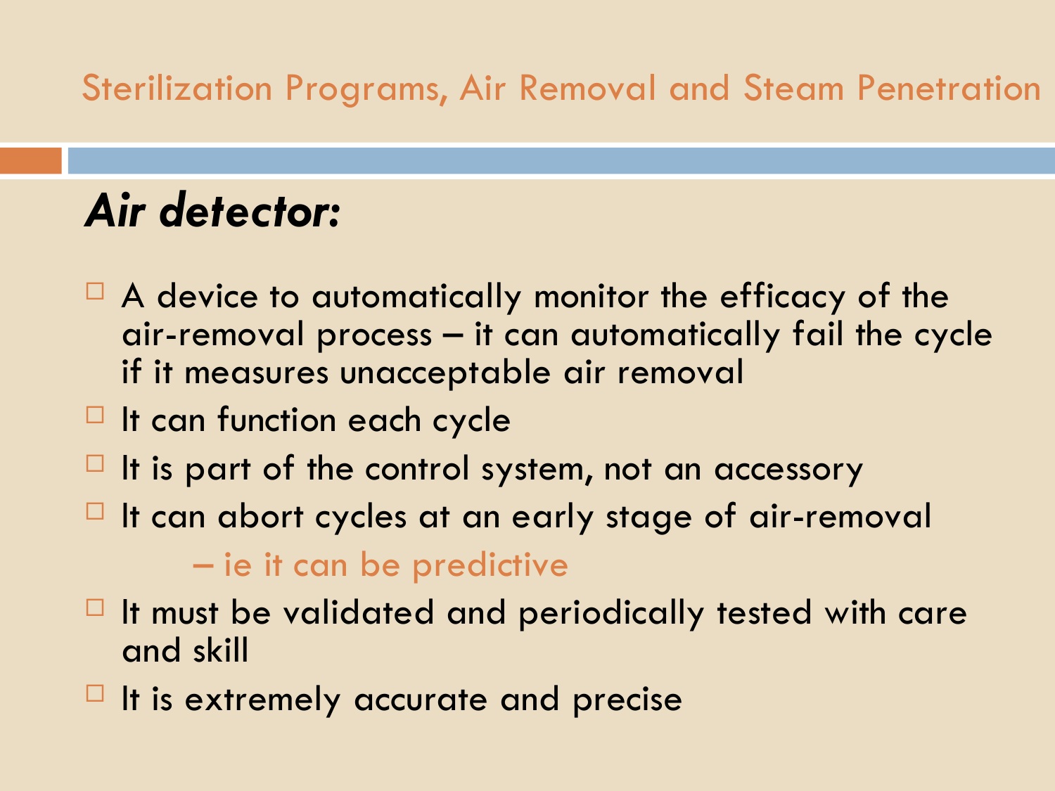## Sterilization Programs, Air Removal and Steam Penetration

### *Air detector:*

- A device to automatically monitor the efficacy of the air-removal process – it can automatically fail the cycle if it measures unacceptable air removal
- It can function each cycle
- It is part of the control system, not an accessory
- It can abort cycles at an early stage of air-removal
  – ie it can be predictive
- It must be validated and periodically tested with care and skill
- It is extremely accurate and precise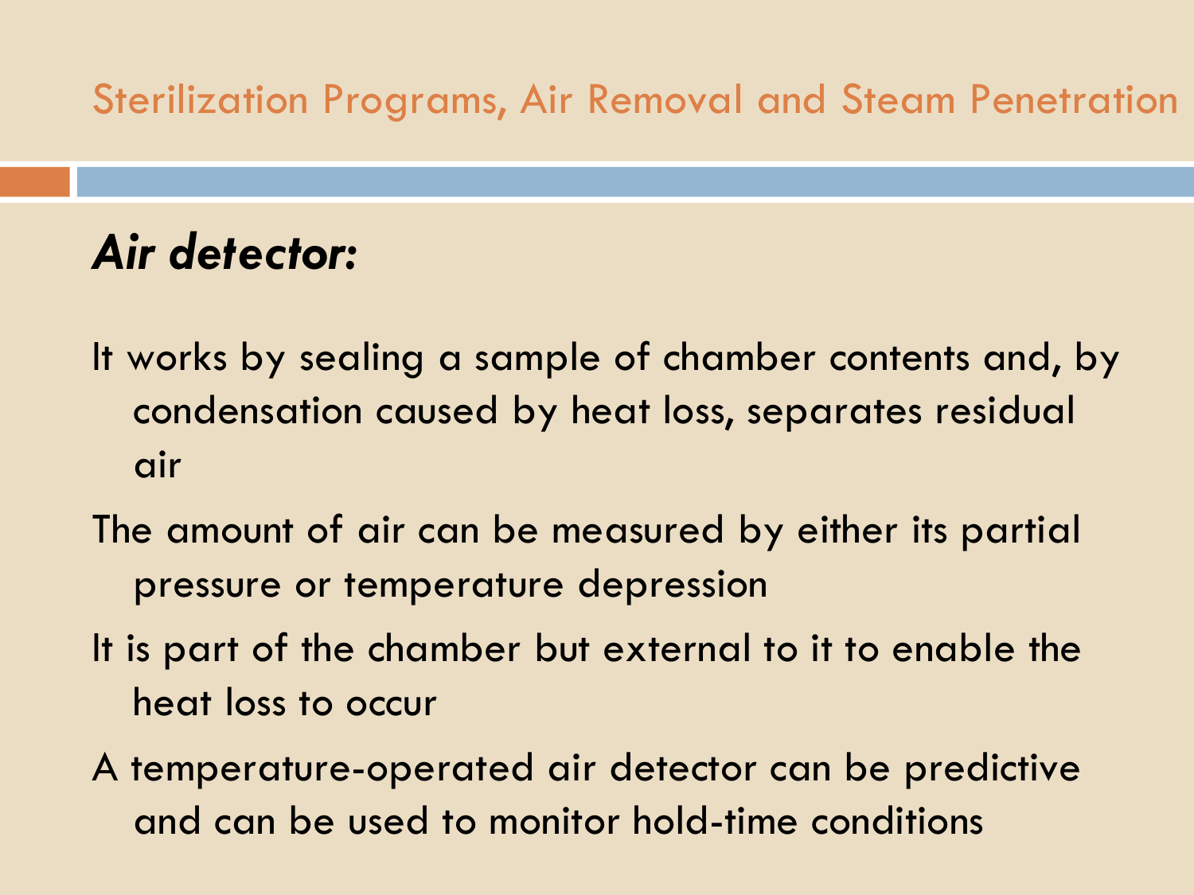## Sterilization Programs, Air Removal and Steam Penetration

### *Air detector:*

It works by sealing a sample of chamber contents and, by condensation caused by heat loss, separates residual air

The amount of air can be measured by either its partial pressure or temperature depression

It is part of the chamber but external to it to enable the heat loss to occur

A temperature-operated air detector can be predictive and can be used to monitor hold-time conditions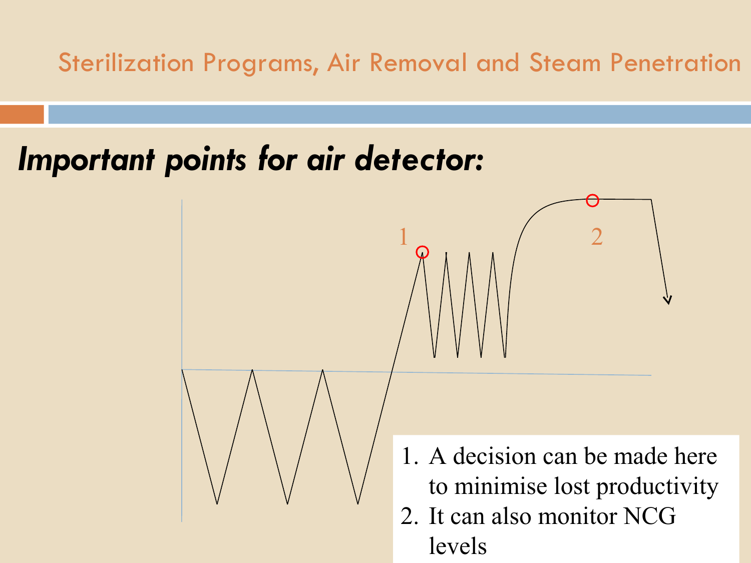## Important points for air detector:

1

2

1. A decision can be made here to minimise lost productivity
2. It can also monitor NCG levels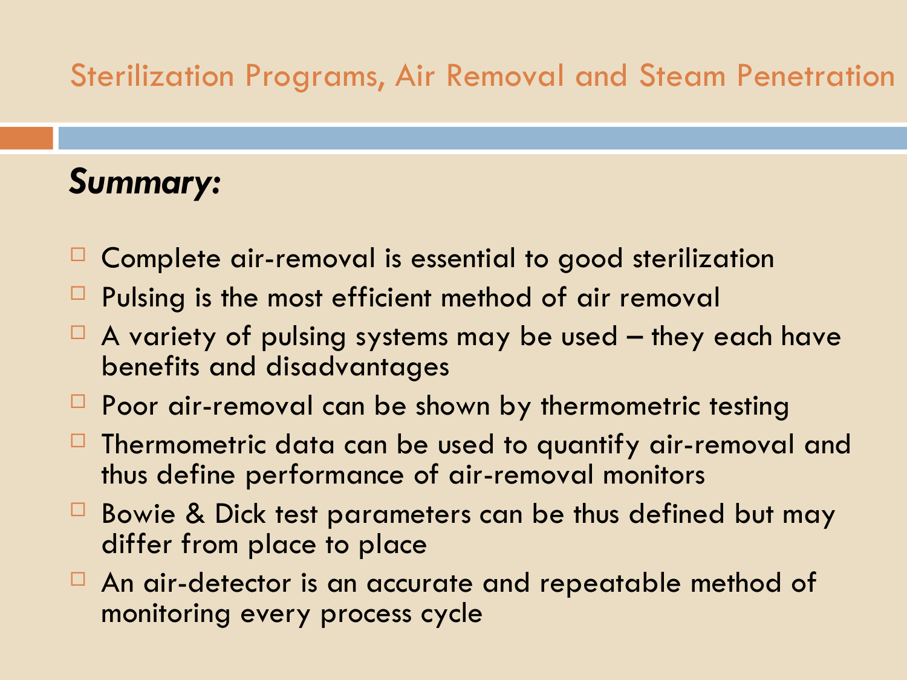## Sterilization Programs, Air Removal and Steam Penetration

***Summary:***

- Complete air-removal is essential to good sterilization
- Pulsing is the most efficient method of air removal
- A variety of pulsing systems may be used – they each have benefits and disadvantages
- Poor air-removal can be shown by thermometric testing
- Thermometric data can be used to quantify air-removal and thus define performance of air-removal monitors
- Bowie & Dick test parameters can be thus defined but may differ from place to place
- An air-detector is an accurate and repeatable method of monitoring every process cycle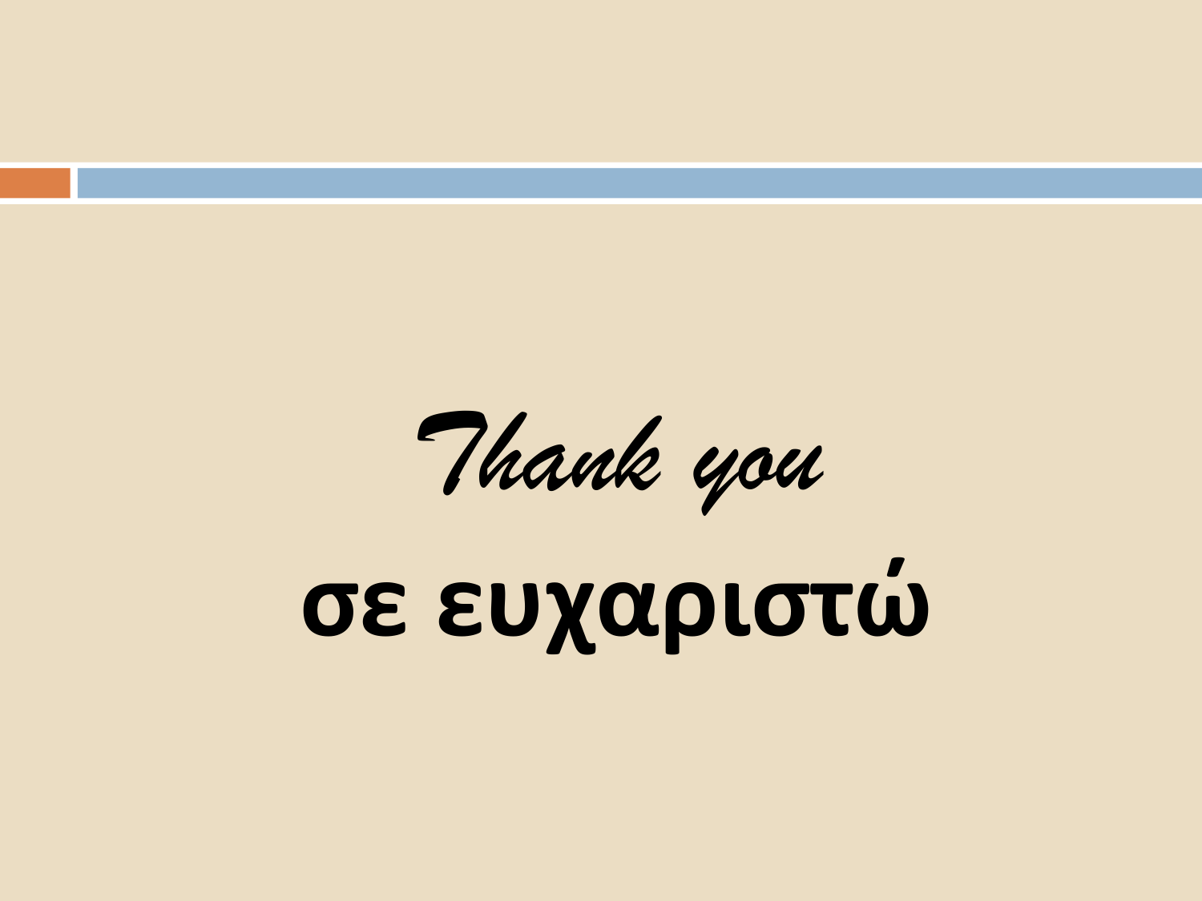*Thank you*

**σε ευχαριστώ**